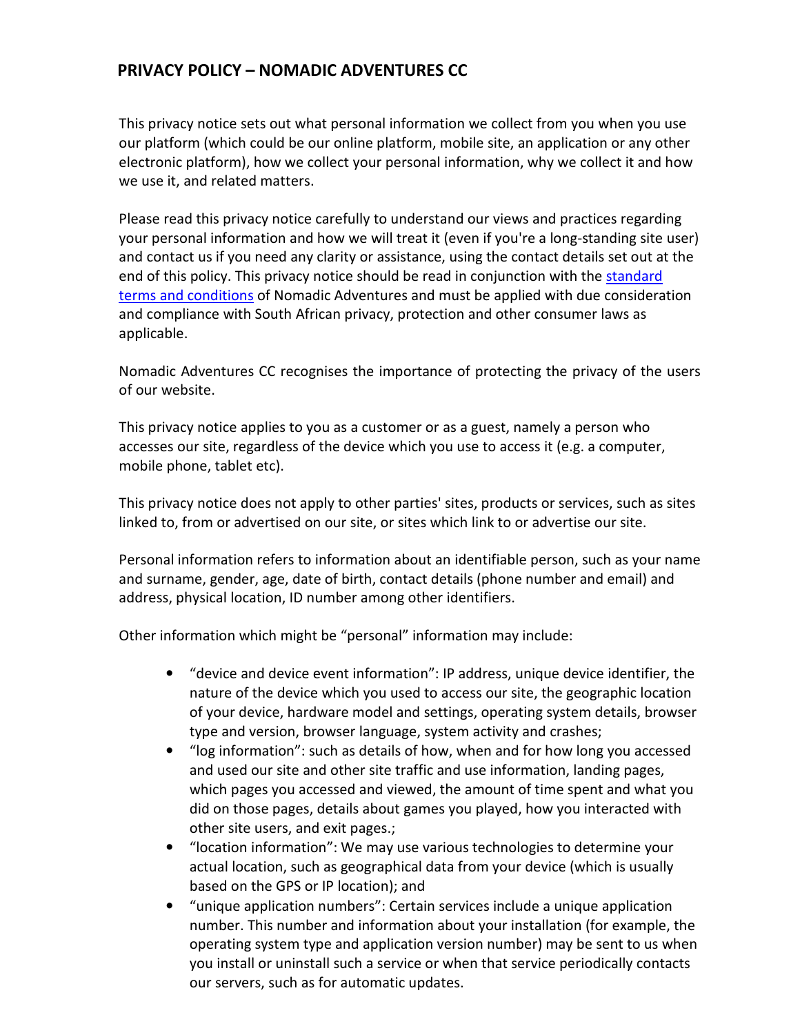# PRIVACY POLICY – NOMADIC ADVENTURES CC

This privacy notice sets out what personal information we collect from you when you use our platform (which could be our online platform, mobile site, an application or any other electronic platform), how we collect your personal information, why we collect it and how we use it, and related matters.

Please read this privacy notice carefully to understand our views and practices regarding your personal information and how we will treat it (even if you're a long-standing site user) and contact us if you need any clarity or assistance, using the contact details set out at the end of this policy. This privacy notice should be read in conjunction with the [standard terms and conditions]() of Nomadic Adventures and must be applied with due consideration and compliance with South African privacy, protection and other consumer laws as applicable.

Nomadic Adventures CC recognises the importance of protecting the privacy of the users of our website.

This privacy notice applies to you as a customer or as a guest, namely a person who accesses our site, regardless of the device which you use to access it (e.g. a computer, mobile phone, tablet etc).

This privacy notice does not apply to other parties' sites, products or services, such as sites linked to, from or advertised on our site, or sites which link to or advertise our site.

Personal information refers to information about an identifiable person, such as your name and surname, gender, age, date of birth, contact details (phone number and email) and address, physical location, ID number among other identifiers.

Other information which might be "personal" information may include:

- "device and device event information": IP address, unique device identifier, the nature of the device which you used to access our site, the geographic location of your device, hardware model and settings, operating system details, browser type and version, browser language, system activity and crashes;
- "log information": such as details of how, when and for how long you accessed and used our site and other site traffic and use information, landing pages, which pages you accessed and viewed, the amount of time spent and what you did on those pages, details about games you played, how you interacted with other site users, and exit pages.;
- "location information": We may use various technologies to determine your actual location, such as geographical data from your device (which is usually based on the GPS or IP location); and
- "unique application numbers": Certain services include a unique application number. This number and information about your installation (for example, the operating system type and application version number) may be sent to us when you install or uninstall such a service or when that service periodically contacts our servers, such as for automatic updates.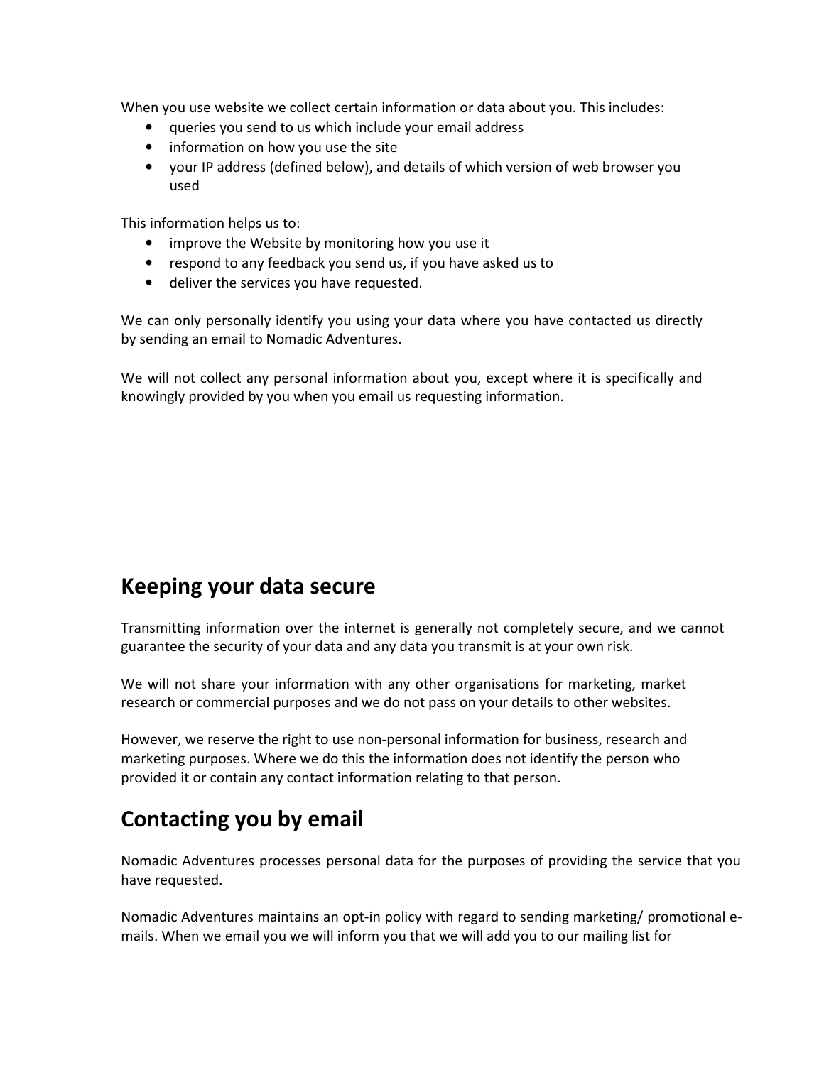When you use website we collect certain information or data about you. This includes:

- queries you send to us which include your email address
- information on how you use the site
- your IP address (defined below), and details of which version of web browser you used

This information helps us to:

- improve the Website by monitoring how you use it
- respond to any feedback you send us, if you have asked us to
- deliver the services you have requested.

We can only personally identify you using your data where you have contacted us directly by sending an email to Nomadic Adventures.

We will not collect any personal information about you, except where it is specifically and knowingly provided by you when you email us requesting information.

## Keeping your data secure

Transmitting information over the internet is generally not completely secure, and we cannot guarantee the security of your data and any data you transmit is at your own risk.

We will not share your information with any other organisations for marketing, market research or commercial purposes and we do not pass on your details to other websites.

However, we reserve the right to use non-personal information for business, research and marketing purposes. Where we do this the information does not identify the person who provided it or contain any contact information relating to that person.

## Contacting you by email

Nomadic Adventures processes personal data for the purposes of providing the service that you have requested.

Nomadic Adventures maintains an opt-in policy with regard to sending marketing/ promotional e-mails. When we email you we will inform you that we will add you to our mailing list for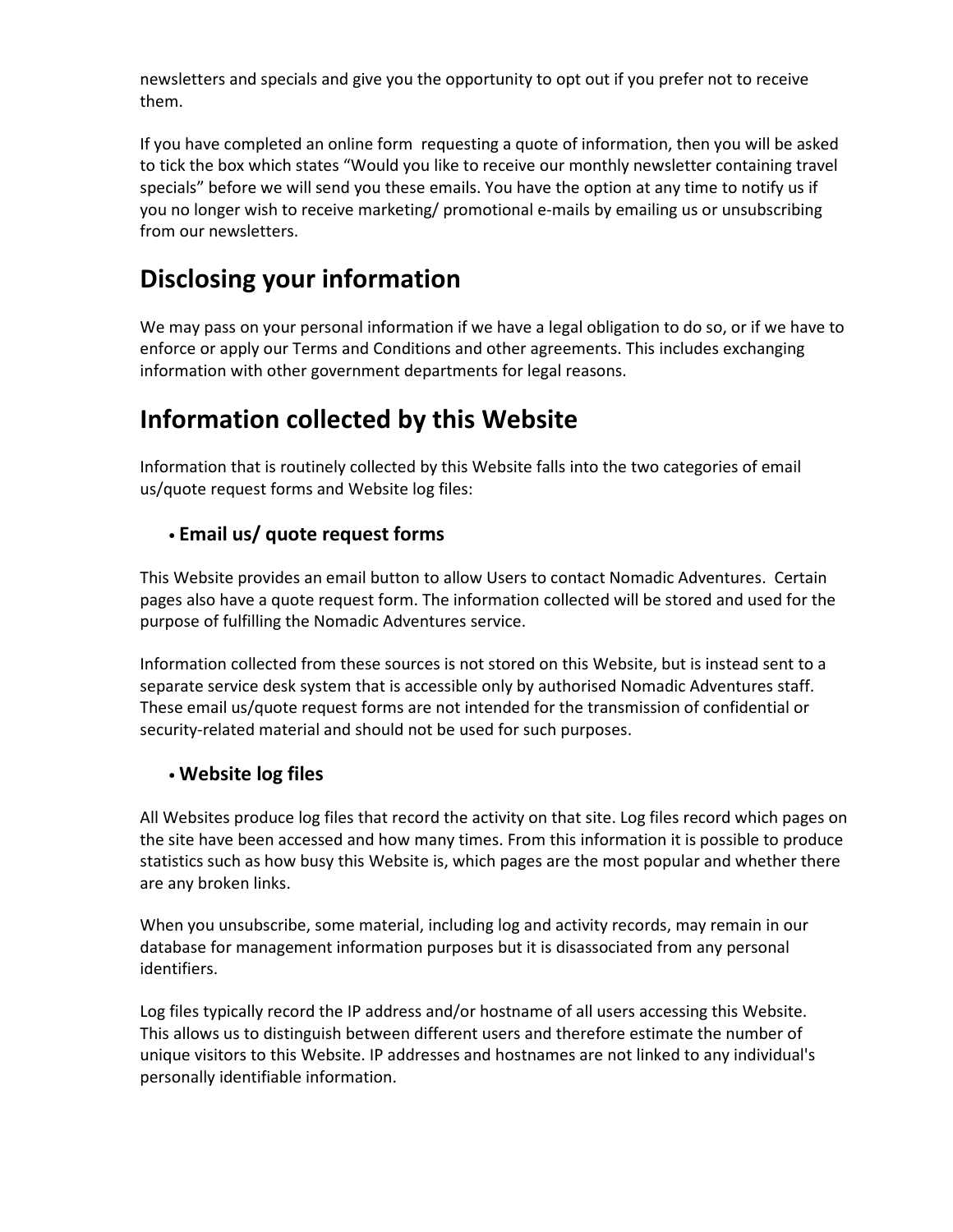newsletters and specials and give you the opportunity to opt out if you prefer not to receive them.

If you have completed an online form requesting a quote of information, then you will be asked to tick the box which states “Would you like to receive our monthly newsletter containing travel specials” before we will send you these emails. You have the option at any time to notify us if you no longer wish to receive marketing/ promotional e-mails by emailing us or unsubscribing from our newsletters.

# Disclosing your information

We may pass on your personal information if we have a legal obligation to do so, or if we have to enforce or apply our Terms and Conditions and other agreements. This includes exchanging information with other government departments for legal reasons.

# Information collected by this Website

Information that is routinely collected by this Website falls into the two categories of email us/quote request forms and Website log files:

- **Email us/ quote request forms**

This Website provides an email button to allow Users to contact Nomadic Adventures. Certain pages also have a quote request form. The information collected will be stored and used for the purpose of fulfilling the Nomadic Adventures service.

Information collected from these sources is not stored on this Website, but is instead sent to a separate service desk system that is accessible only by authorised Nomadic Adventures staff. These email us/quote request forms are not intended for the transmission of confidential or security-related material and should not be used for such purposes.

- **Website log files**

All Websites produce log files that record the activity on that site. Log files record which pages on the site have been accessed and how many times. From this information it is possible to produce statistics such as how busy this Website is, which pages are the most popular and whether there are any broken links.

When you unsubscribe, some material, including log and activity records, may remain in our database for management information purposes but it is disassociated from any personal identifiers.

Log files typically record the IP address and/or hostname of all users accessing this Website. This allows us to distinguish between different users and therefore estimate the number of unique visitors to this Website. IP addresses and hostnames are not linked to any individual's personally identifiable information.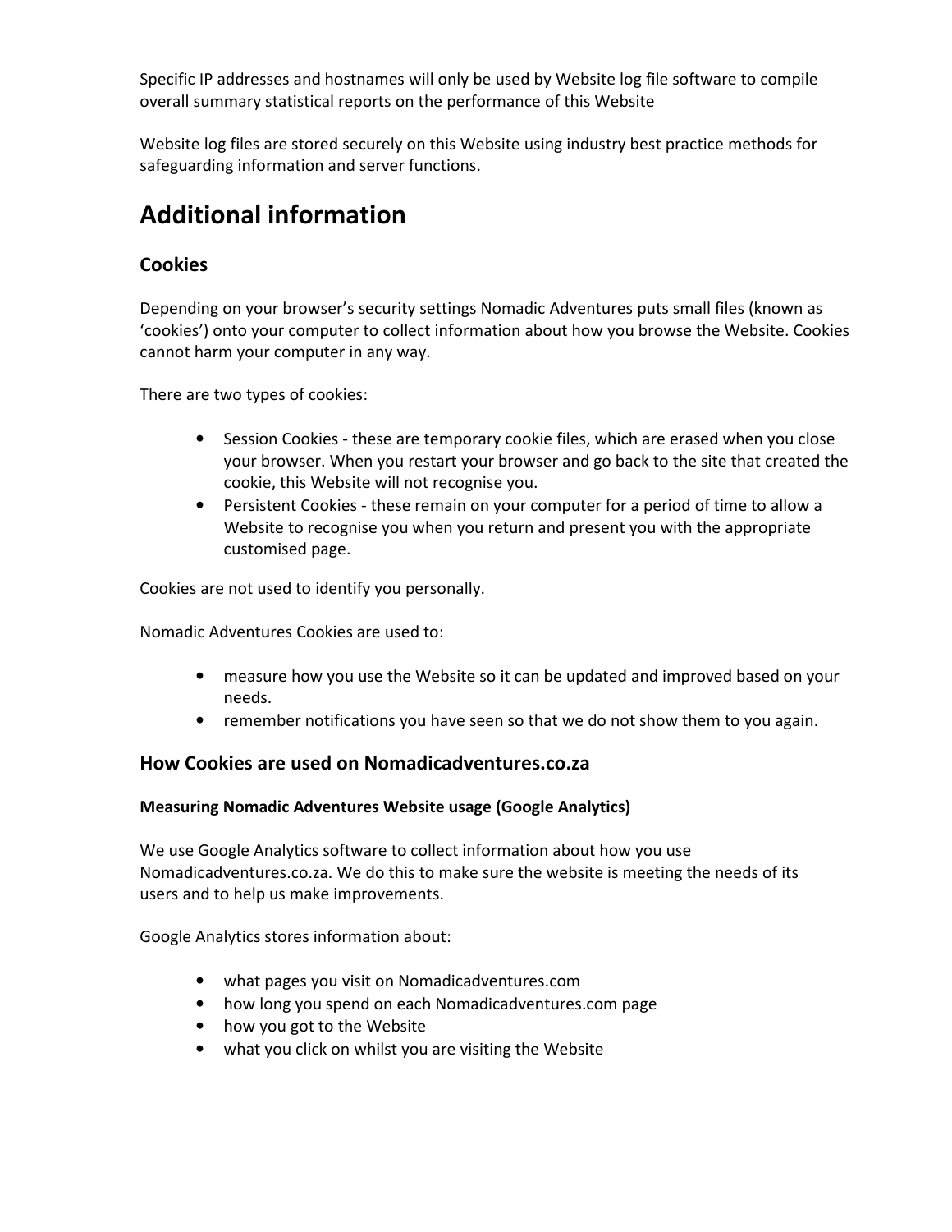Specific IP addresses and hostnames will only be used by Website log file software to compile overall summary statistical reports on the performance of this Website

Website log files are stored securely on this Website using industry best practice methods for safeguarding information and server functions.

# Additional information

## Cookies

Depending on your browser's security settings Nomadic Adventures puts small files (known as 'cookies') onto your computer to collect information about how you browse the Website. Cookies cannot harm your computer in any way.

There are two types of cookies:

- Session Cookies - these are temporary cookie files, which are erased when you close your browser. When you restart your browser and go back to the site that created the cookie, this Website will not recognise you.
- Persistent Cookies - these remain on your computer for a period of time to allow a Website to recognise you when you return and present you with the appropriate customised page.

Cookies are not used to identify you personally.

Nomadic Adventures Cookies are used to:

- measure how you use the Website so it can be updated and improved based on your needs.
- remember notifications you have seen so that we do not show them to you again.

## How Cookies are used on Nomadicadventures.co.za

**Measuring Nomadic Adventures Website usage (Google Analytics)**

We use Google Analytics software to collect information about how you use Nomadicadventures.co.za. We do this to make sure the website is meeting the needs of its users and to help us make improvements.

Google Analytics stores information about:

- what pages you visit on Nomadicadventures.com
- how long you spend on each Nomadicadventures.com page
- how you got to the Website
- what you click on whilst you are visiting the Website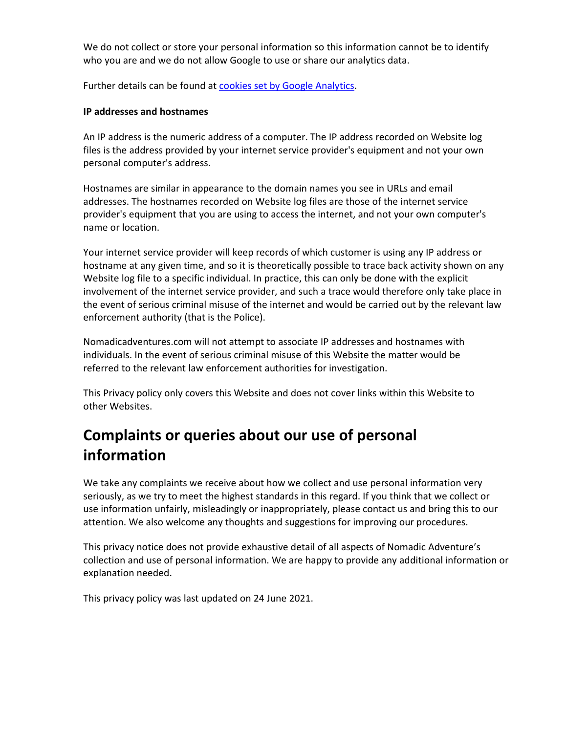We do not collect or store your personal information so this information cannot be to identify who you are and we do not allow Google to use or share our analytics data.

Further details can be found at cookies set by Google Analytics.

**IP addresses and hostnames**

An IP address is the numeric address of a computer. The IP address recorded on Website log files is the address provided by your internet service provider's equipment and not your own personal computer's address.

Hostnames are similar in appearance to the domain names you see in URLs and email addresses. The hostnames recorded on Website log files are those of the internet service provider's equipment that you are using to access the internet, and not your own computer's name or location.

Your internet service provider will keep records of which customer is using any IP address or hostname at any given time, and so it is theoretically possible to trace back activity shown on any Website log file to a specific individual. In practice, this can only be done with the explicit involvement of the internet service provider, and such a trace would therefore only take place in the event of serious criminal misuse of the internet and would be carried out by the relevant law enforcement authority (that is the Police).

Nomadicadventures.com will not attempt to associate IP addresses and hostnames with individuals. In the event of serious criminal misuse of this Website the matter would be referred to the relevant law enforcement authorities for investigation.

This Privacy policy only covers this Website and does not cover links within this Website to other Websites.

## Complaints or queries about our use of personal information

We take any complaints we receive about how we collect and use personal information very seriously, as we try to meet the highest standards in this regard. If you think that we collect or use information unfairly, misleadingly or inappropriately, please contact us and bring this to our attention. We also welcome any thoughts and suggestions for improving our procedures.

This privacy notice does not provide exhaustive detail of all aspects of Nomadic Adventure's collection and use of personal information. We are happy to provide any additional information or explanation needed.

This privacy policy was last updated on 24 June 2021.